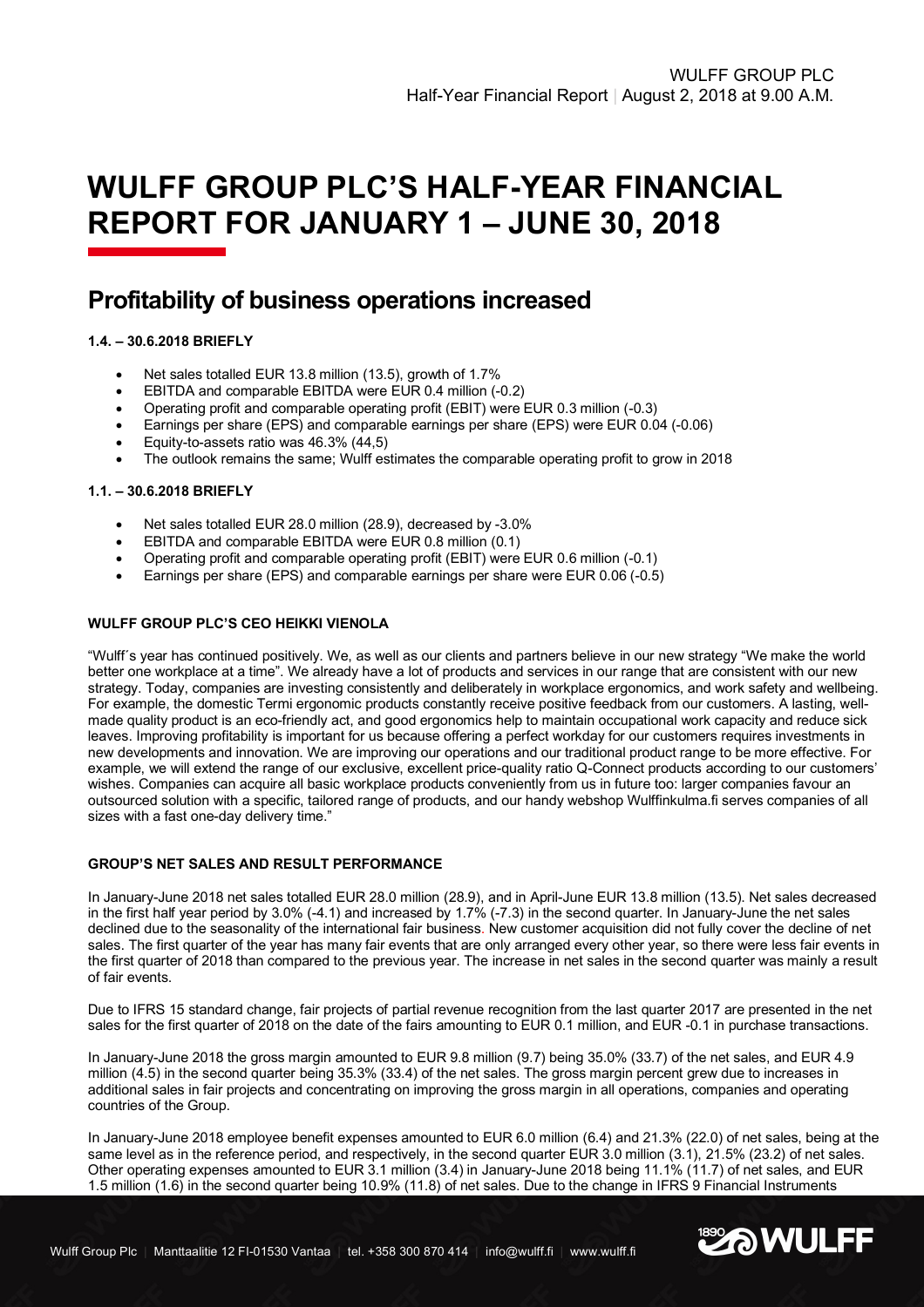# WULFF GROUP PLC'S HALF-YEAR FINANCIAL REPORT FOR JANUARY 1 – JUNE 30, 2018

## Profitability of business operations increased

**1.4. – 30.6.2018 BRIEFLY**

- Net sales totalled EUR 13.8 million (13.5), growth of 1.7%
- EBITDA and comparable EBITDA were EUR 0.4 million (-0.2)
- Operating profit and comparable operating profit (EBIT) were EUR 0.3 million (-0.3)
- Earnings per share (EPS) and comparable earnings per share (EPS) were EUR 0.04 (-0.06)
- Equity-to-assets ratio was 46.3% (44,5)
- The outlook remains the same; Wulff estimates the comparable operating profit to grow in 2018

**1.1. – 30.6.2018 BRIEFLY**

- Net sales totalled EUR 28.0 million (28.9), decreased by -3.0%
- EBITDA and comparable EBITDA were EUR 0.8 million (0.1)
- Operating profit and comparable operating profit (EBIT) were EUR 0.6 million (-0.1)
- Earnings per share (EPS) and comparable earnings per share were EUR 0.06 (-0.5)

**WULFF GROUP PLC'S CEO HEIKKI VIENOLA**

"Wulff´s year has continued positively. We, as well as our clients and partners believe in our new strategy "We make the world better one workplace at a time". We already have a lot of products and services in our range that are consistent with our new strategy. Today, companies are investing consistently and deliberately in workplace ergonomics, and work safety and wellbeing. For example, the domestic Termi ergonomic products constantly receive positive feedback from our customers. A lasting, well-made quality product is an eco-friendly act, and good ergonomics help to maintain occupational work capacity and reduce sick leaves. Improving profitability is important for us because offering a perfect workday for our customers requires investments in new developments and innovation. We are improving our operations and our traditional product range to be more effective. For example, we will extend the range of our exclusive, excellent price-quality ratio Q-Connect products according to our customers' wishes. Companies can acquire all basic workplace products conveniently from us in future too: larger companies favour an outsourced solution with a specific, tailored range of products, and our handy webshop Wulffinkulma.fi serves companies of all sizes with a fast one-day delivery time."

**GROUP'S NET SALES AND RESULT PERFORMANCE**

In January-June 2018 net sales totalled EUR 28.0 million (28.9), and in April-June EUR 13.8 million (13.5). Net sales decreased in the first half year period by 3.0% (-4.1) and increased by 1.7% (-7.3) in the second quarter. In January-June the net sales declined due to the seasonality of the international fair business. New customer acquisition did not fully cover the decline of net sales. The first quarter of the year has many fair events that are only arranged every other year, so there were less fair events in the first quarter of 2018 than compared to the previous year. The increase in net sales in the second quarter was mainly a result of fair events.

Due to IFRS 15 standard change, fair projects of partial revenue recognition from the last quarter 2017 are presented in the net sales for the first quarter of 2018 on the date of the fairs amounting to EUR 0.1 million, and EUR -0.1 in purchase transactions.

In January-June 2018 the gross margin amounted to EUR 9.8 million (9.7) being 35.0% (33.7) of the net sales, and EUR 4.9 million (4.5) in the second quarter being 35.3% (33.4) of the net sales. The gross margin percent grew due to increases in additional sales in fair projects and concentrating on improving the gross margin in all operations, companies and operating countries of the Group.

In January-June 2018 employee benefit expenses amounted to EUR 6.0 million (6.4) and 21.3% (22.0) of net sales, being at the same level as in the reference period, and respectively, in the second quarter EUR 3.0 million (3.1), 21.5% (23.2) of net sales. Other operating expenses amounted to EUR 3.1 million (3.4) in January-June 2018 being 11.1% (11.7) of net sales, and EUR 1.5 million (1.6) in the second quarter being 10.9% (11.8) of net sales. Due to the change in IFRS 9 Financial Instruments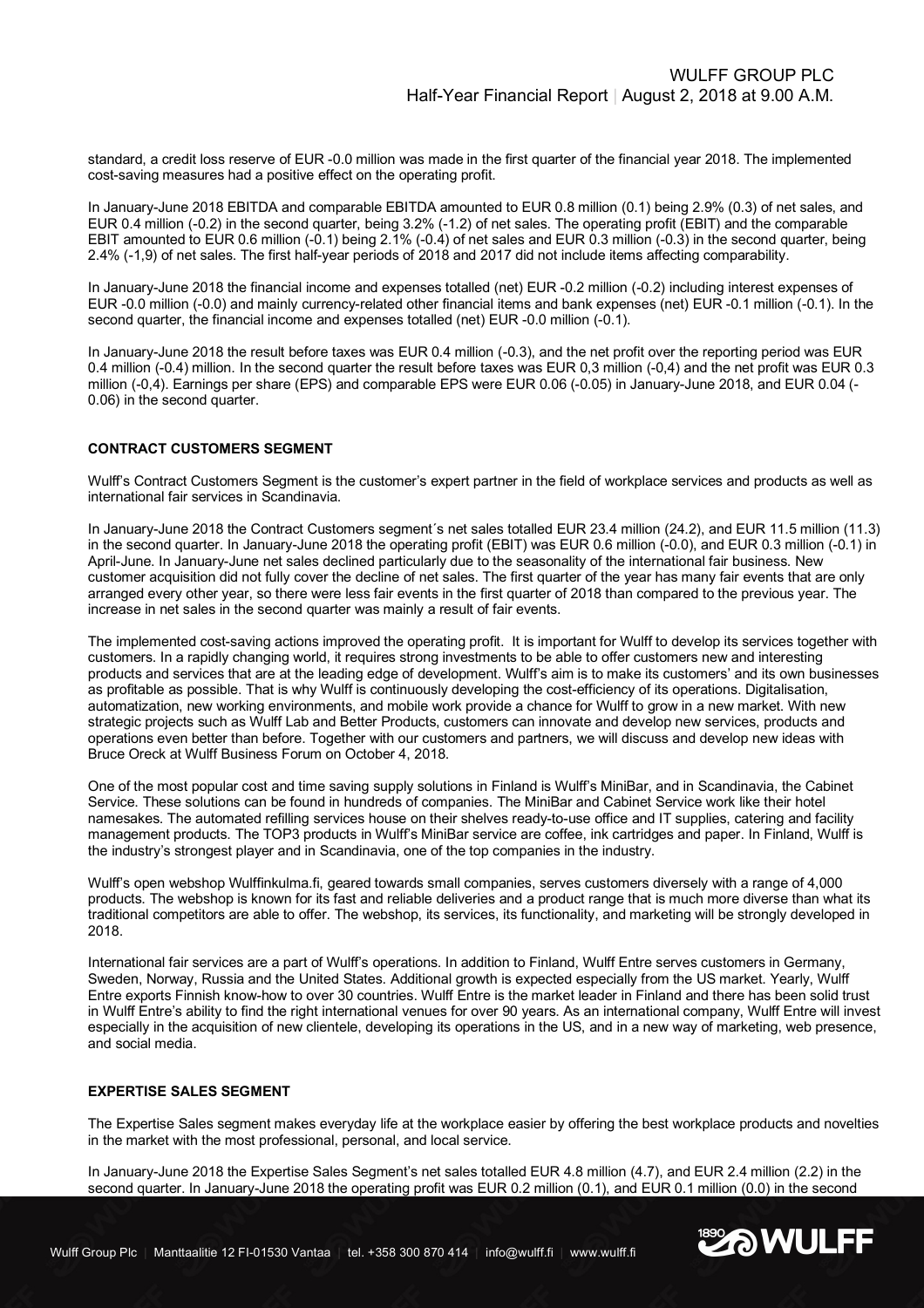standard, a credit loss reserve of EUR -0.0 million was made in the first quarter of the financial year 2018. The implemented cost-saving measures had a positive effect on the operating profit.

In January-June 2018 EBITDA and comparable EBITDA amounted to EUR 0.8 million (0.1) being 2.9% (0.3) of net sales, and EUR 0.4 million (-0.2) in the second quarter, being 3.2% (-1.2) of net sales. The operating profit (EBIT) and the comparable EBIT amounted to EUR 0.6 million (-0.1) being 2.1% (-0.4) of net sales and EUR 0.3 million (-0.3) in the second quarter, being 2.4% (-1,9) of net sales. The first half-year periods of 2018 and 2017 did not include items affecting comparability.

In January-June 2018 the financial income and expenses totalled (net) EUR -0.2 million (-0.2) including interest expenses of EUR -0.0 million (-0.0) and mainly currency-related other financial items and bank expenses (net) EUR -0.1 million (-0.1). In the second quarter, the financial income and expenses totalled (net) EUR -0.0 million (-0.1).

In January-June 2018 the result before taxes was EUR 0.4 million (-0.3), and the net profit over the reporting period was EUR 0.4 million (-0.4) million. In the second quarter the result before taxes was EUR 0,3 million (-0,4) and the net profit was EUR 0.3 million (-0,4). Earnings per share (EPS) and comparable EPS were EUR 0.06 (-0.05) in January-June 2018, and EUR 0.04 (-0.06) in the second quarter.

## CONTRACT CUSTOMERS SEGMENT

Wulff's Contract Customers Segment is the customer's expert partner in the field of workplace services and products as well as international fair services in Scandinavia.

In January-June 2018 the Contract Customers segment´s net sales totalled EUR 23.4 million (24.2), and EUR 11.5 million (11.3) in the second quarter. In January-June 2018 the operating profit (EBIT) was EUR 0.6 million (-0.0), and EUR 0.3 million (-0.1) in April-June. In January-June net sales declined particularly due to the seasonality of the international fair business. New customer acquisition did not fully cover the decline of net sales. The first quarter of the year has many fair events that are only arranged every other year, so there were less fair events in the first quarter of 2018 than compared to the previous year. The increase in net sales in the second quarter was mainly a result of fair events.

The implemented cost-saving actions improved the operating profit. It is important for Wulff to develop its services together with customers. In a rapidly changing world, it requires strong investments to be able to offer customers new and interesting products and services that are at the leading edge of development. Wulff's aim is to make its customers' and its own businesses as profitable as possible. That is why Wulff is continuously developing the cost-efficiency of its operations. Digitalisation, automatization, new working environments, and mobile work provide a chance for Wulff to grow in a new market. With new strategic projects such as Wulff Lab and Better Products, customers can innovate and develop new services, products and operations even better than before. Together with our customers and partners, we will discuss and develop new ideas with Bruce Oreck at Wulff Business Forum on October 4, 2018.

One of the most popular cost and time saving supply solutions in Finland is Wulff's MiniBar, and in Scandinavia, the Cabinet Service. These solutions can be found in hundreds of companies. The MiniBar and Cabinet Service work like their hotel namesakes. The automated refilling services house on their shelves ready-to-use office and IT supplies, catering and facility management products. The TOP3 products in Wulff's MiniBar service are coffee, ink cartridges and paper. In Finland, Wulff is the industry's strongest player and in Scandinavia, one of the top companies in the industry.

Wulff's open webshop Wulffinkulma.fi, geared towards small companies, serves customers diversely with a range of 4,000 products. The webshop is known for its fast and reliable deliveries and a product range that is much more diverse than what its traditional competitors are able to offer. The webshop, its services, its functionality, and marketing will be strongly developed in 2018.

International fair services are a part of Wulff's operations. In addition to Finland, Wulff Entre serves customers in Germany, Sweden, Norway, Russia and the United States. Additional growth is expected especially from the US market. Yearly, Wulff Entre exports Finnish know-how to over 30 countries. Wulff Entre is the market leader in Finland and there has been solid trust in Wulff Entre's ability to find the right international venues for over 90 years. As an international company, Wulff Entre will invest especially in the acquisition of new clientele, developing its operations in the US, and in a new way of marketing, web presence, and social media.

## EXPERTISE SALES SEGMENT

The Expertise Sales segment makes everyday life at the workplace easier by offering the best workplace products and novelties in the market with the most professional, personal, and local service.

In January-June 2018 the Expertise Sales Segment's net sales totalled EUR 4.8 million (4.7), and EUR 2.4 million (2.2) in the second quarter. In January-June 2018 the operating profit was EUR 0.2 million (0.1), and EUR 0.1 million (0.0) in the second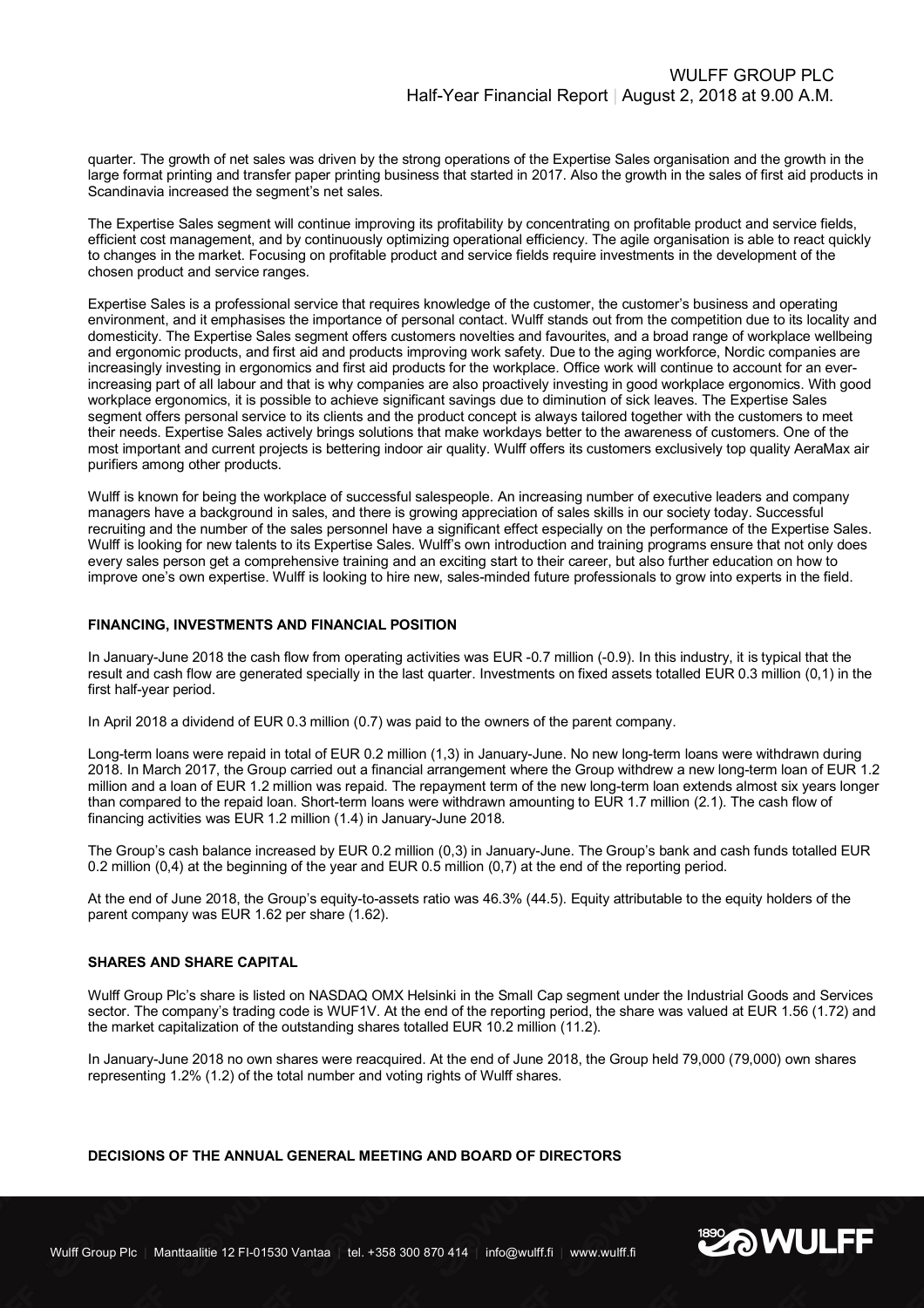quarter. The growth of net sales was driven by the strong operations of the Expertise Sales organisation and the growth in the large format printing and transfer paper printing business that started in 2017. Also the growth in the sales of first aid products in Scandinavia increased the segment's net sales.

The Expertise Sales segment will continue improving its profitability by concentrating on profitable product and service fields, efficient cost management, and by continuously optimizing operational efficiency. The agile organisation is able to react quickly to changes in the market. Focusing on profitable product and service fields require investments in the development of the chosen product and service ranges.

Expertise Sales is a professional service that requires knowledge of the customer, the customer's business and operating environment, and it emphasises the importance of personal contact. Wulff stands out from the competition due to its locality and domesticity. The Expertise Sales segment offers customers novelties and favourites, and a broad range of workplace wellbeing and ergonomic products, and first aid and products improving work safety. Due to the aging workforce, Nordic companies are increasingly investing in ergonomics and first aid products for the workplace. Office work will continue to account for an ever-increasing part of all labour and that is why companies are also proactively investing in good workplace ergonomics. With good workplace ergonomics, it is possible to achieve significant savings due to diminution of sick leaves. The Expertise Sales segment offers personal service to its clients and the product concept is always tailored together with the customers to meet their needs. Expertise Sales actively brings solutions that make workdays better to the awareness of customers. One of the most important and current projects is bettering indoor air quality. Wulff offers its customers exclusively top quality AeraMax air purifiers among other products.

Wulff is known for being the workplace of successful salespeople. An increasing number of executive leaders and company managers have a background in sales, and there is growing appreciation of sales skills in our society today. Successful recruiting and the number of the sales personnel have a significant effect especially on the performance of the Expertise Sales. Wulff is looking for new talents to its Expertise Sales. Wulff's own introduction and training programs ensure that not only does every sales person get a comprehensive training and an exciting start to their career, but also further education on how to improve one's own expertise. Wulff is looking to hire new, sales-minded future professionals to grow into experts in the field.

## FINANCING, INVESTMENTS AND FINANCIAL POSITION

In January-June 2018 the cash flow from operating activities was EUR -0.7 million (-0.9). In this industry, it is typical that the result and cash flow are generated specially in the last quarter. Investments on fixed assets totalled EUR 0.3 million (0,1) in the first half-year period.

In April 2018 a dividend of EUR 0.3 million (0.7) was paid to the owners of the parent company.

Long-term loans were repaid in total of EUR 0.2 million (1,3) in January-June. No new long-term loans were withdrawn during 2018. In March 2017, the Group carried out a financial arrangement where the Group withdrew a new long-term loan of EUR 1.2 million and a loan of EUR 1.2 million was repaid. The repayment term of the new long-term loan extends almost six years longer than compared to the repaid loan. Short-term loans were withdrawn amounting to EUR 1.7 million (2.1). The cash flow of financing activities was EUR 1.2 million (1.4) in January-June 2018.

The Group's cash balance increased by EUR 0.2 million (0,3) in January-June. The Group's bank and cash funds totalled EUR 0.2 million (0,4) at the beginning of the year and EUR 0.5 million (0,7) at the end of the reporting period.

At the end of June 2018, the Group's equity-to-assets ratio was 46.3% (44.5). Equity attributable to the equity holders of the parent company was EUR 1.62 per share (1.62).

## SHARES AND SHARE CAPITAL

Wulff Group Plc's share is listed on NASDAQ OMX Helsinki in the Small Cap segment under the Industrial Goods and Services sector. The company's trading code is WUF1V. At the end of the reporting period, the share was valued at EUR 1.56 (1.72) and the market capitalization of the outstanding shares totalled EUR 10.2 million (11.2).

In January-June 2018 no own shares were reacquired. At the end of June 2018, the Group held 79,000 (79,000) own shares representing 1.2% (1.2) of the total number and voting rights of Wulff shares.

## DECISIONS OF THE ANNUAL GENERAL MEETING AND BOARD OF DIRECTORS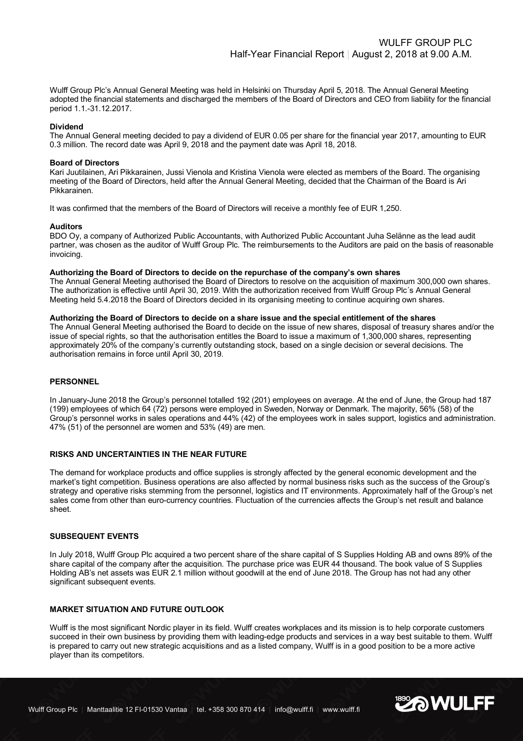Wulff Group Plc's Annual General Meeting was held in Helsinki on Thursday April 5, 2018. The Annual General Meeting adopted the financial statements and discharged the members of the Board of Directors and CEO from liability for the financial period 1.1.-31.12.2017.

**Dividend**
The Annual General meeting decided to pay a dividend of EUR 0.05 per share for the financial year 2017, amounting to EUR 0.3 million. The record date was April 9, 2018 and the payment date was April 18, 2018.

**Board of Directors**
Kari Juutilainen, Ari Pikkarainen, Jussi Vienola and Kristina Vienola were elected as members of the Board. The organising meeting of the Board of Directors, held after the Annual General Meeting, decided that the Chairman of the Board is Ari Pikkarainen.

It was confirmed that the members of the Board of Directors will receive a monthly fee of EUR 1,250.

**Auditors**
BDO Oy, a company of Authorized Public Accountants, with Authorized Public Accountant Juha Selänne as the lead audit partner, was chosen as the auditor of Wulff Group Plc. The reimbursements to the Auditors are paid on the basis of reasonable invoicing.

**Authorizing the Board of Directors to decide on the repurchase of the company's own shares**
The Annual General Meeting authorised the Board of Directors to resolve on the acquisition of maximum 300,000 own shares. The authorization is effective until April 30, 2019. With the authorization received from Wulff Group Plc´s Annual General Meeting held 5.4.2018 the Board of Directors decided in its organising meeting to continue acquiring own shares.

**Authorizing the Board of Directors to decide on a share issue and the special entitlement of the shares**
The Annual General Meeting authorised the Board to decide on the issue of new shares, disposal of treasury shares and/or the issue of special rights, so that the authorisation entitles the Board to issue a maximum of 1,300,000 shares, representing approximately 20% of the company's currently outstanding stock, based on a single decision or several decisions. The authorisation remains in force until April 30, 2019.

## PERSONNEL

In January-June 2018 the Group's personnel totalled 192 (201) employees on average. At the end of June, the Group had 187 (199) employees of which 64 (72) persons were employed in Sweden, Norway or Denmark. The majority, 56% (58) of the Group's personnel works in sales operations and 44% (42) of the employees work in sales support, logistics and administration. 47% (51) of the personnel are women and 53% (49) are men.

## RISKS AND UNCERTAINTIES IN THE NEAR FUTURE

The demand for workplace products and office supplies is strongly affected by the general economic development and the market's tight competition. Business operations are also affected by normal business risks such as the success of the Group's strategy and operative risks stemming from the personnel, logistics and IT environments. Approximately half of the Group's net sales come from other than euro-currency countries. Fluctuation of the currencies affects the Group's net result and balance sheet.

## SUBSEQUENT EVENTS

In July 2018, Wulff Group Plc acquired a two percent share of the share capital of S Supplies Holding AB and owns 89% of the share capital of the company after the acquisition. The purchase price was EUR 44 thousand. The book value of S Supplies Holding AB's net assets was EUR 2.1 million without goodwill at the end of June 2018. The Group has not had any other significant subsequent events.

## MARKET SITUATION AND FUTURE OUTLOOK

Wulff is the most significant Nordic player in its field. Wulff creates workplaces and its mission is to help corporate customers succeed in their own business by providing them with leading-edge products and services in a way best suitable to them. Wulff is prepared to carry out new strategic acquisitions and as a listed company, Wulff is in a good position to be a more active player than its competitors.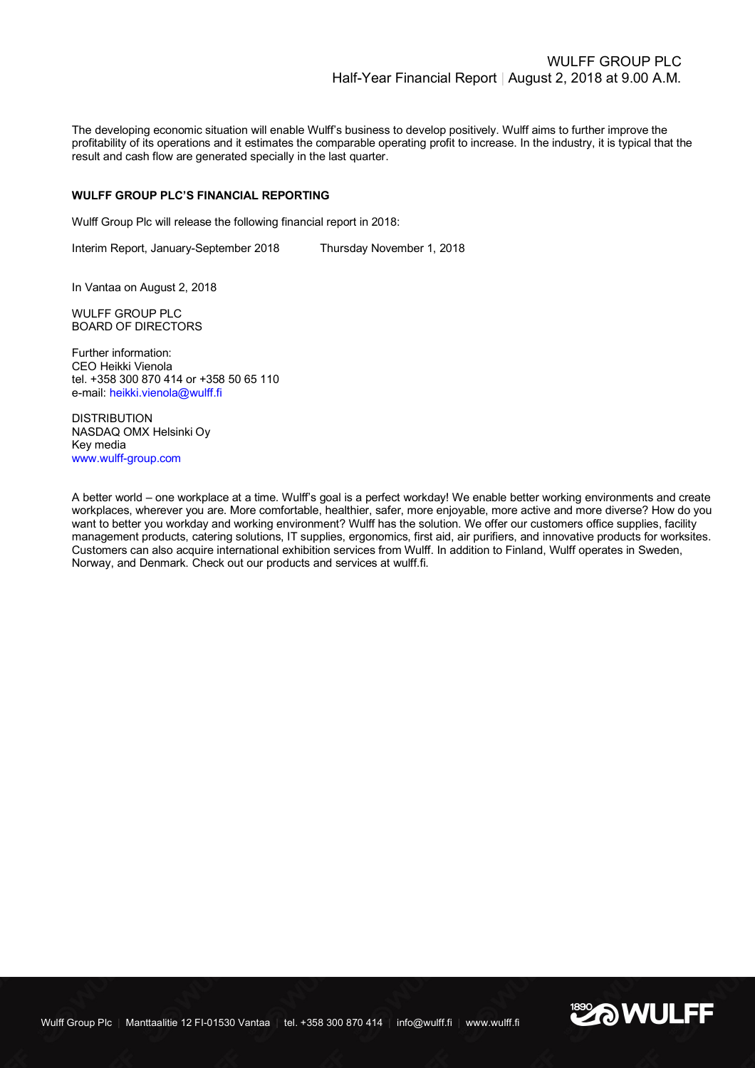The developing economic situation will enable Wulff's business to develop positively. Wulff aims to further improve the profitability of its operations and it estimates the comparable operating profit to increase. In the industry, it is typical that the result and cash flow are generated specially in the last quarter.

**WULFF GROUP PLC'S FINANCIAL REPORTING**

Wulff Group Plc will release the following financial report in 2018:

Interim Report, January-September 2018 Thursday November 1, 2018

In Vantaa on August 2, 2018

WULFF GROUP PLC
BOARD OF DIRECTORS

Further information:
CEO Heikki Vienola
tel. +358 300 870 414 or +358 50 65 110
e-mail: heikki.vienola@wulff.fi

DISTRIBUTION
NASDAQ OMX Helsinki Oy
Key media
www.wulff-group.com

A better world – one workplace at a time. Wulff's goal is a perfect workday! We enable better working environments and create workplaces, wherever you are. More comfortable, healthier, safer, more enjoyable, more active and more diverse? How do you want to better you workday and working environment? Wulff has the solution. We offer our customers office supplies, facility management products, catering solutions, IT supplies, ergonomics, first aid, air purifiers, and innovative products for worksites. Customers can also acquire international exhibition services from Wulff. In addition to Finland, Wulff operates in Sweden, Norway, and Denmark. Check out our products and services at wulff.fi.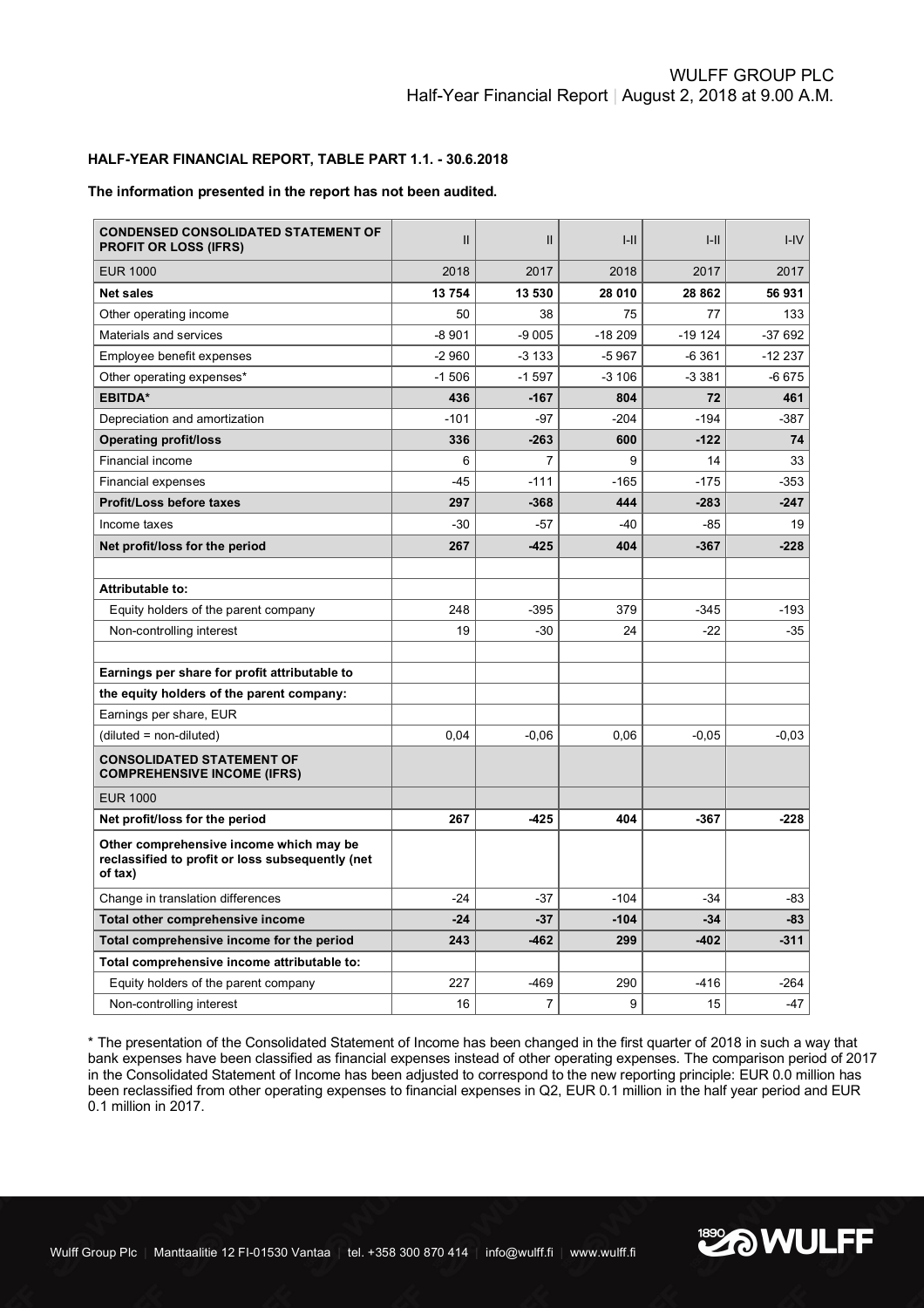### HALF-YEAR FINANCIAL REPORT, TABLE PART 1.1. - 30.6.2018

**The information presented in the report has not been audited.**

| CONDENSED CONSOLIDATED STATEMENT OF PROFIT OR LOSS (IFRS) | II | II | I-II | I-II | I-IV |
|---|---|---|---|---|---|
| EUR 1000 | 2018 | 2017 | 2018 | 2017 | 2017 |
| **Net sales** | **13 754** | **13 530** | **28 010** | **28 862** | **56 931** |
| Other operating income | 50 | 38 | 75 | 77 | 133 |
| Materials and services | -8 901 | -9 005 | -18 209 | -19 124 | -37 692 |
| Employee benefit expenses | -2 960 | -3 133 | -5 967 | -6 361 | -12 237 |
| Other operating expenses* | -1 506 | -1 597 | -3 106 | -3 381 | -6 675 |
| **EBITDA*** | **436** | **-167** | **804** | **72** | **461** |
| Depreciation and amortization | -101 | -97 | -204 | -194 | -387 |
| **Operating profit/loss** | **336** | **-263** | **600** | **-122** | **74** |
| Financial income | 6 | 7 | 9 | 14 | 33 |
| Financial expenses | -45 | -111 | -165 | -175 | -353 |
| **Profit/Loss before taxes** | **297** | **-368** | **444** | **-283** | **-247** |
| Income taxes | -30 | -57 | -40 | -85 | 19 |
| **Net profit/loss for the period** | **267** | **-425** | **404** | **-367** | **-228** |
| | | | | | |
| **Attributable to:** | | | | | |
| Equity holders of the parent company | 248 | -395 | 379 | -345 | -193 |
| Non-controlling interest | 19 | -30 | 24 | -22 | -35 |
| | | | | | |
| **Earnings per share for profit attributable to** | | | | | |
| **the equity holders of the parent company:** | | | | | |
| Earnings per share, EUR | | | | | |
| (diluted = non-diluted) | 0,04 | -0,06 | 0,06 | -0,05 | -0,03 |
| **CONSOLIDATED STATEMENT OF COMPREHENSIVE INCOME (IFRS)** | | | | | |
| EUR 1000 | | | | | |
| **Net profit/loss for the period** | **267** | **-425** | **404** | **-367** | **-228** |
| **Other comprehensive income which may be reclassified to profit or loss subsequently (net of tax)** | | | | | |
| Change in translation differences | -24 | -37 | -104 | -34 | -83 |
| **Total other comprehensive income** | **-24** | **-37** | **-104** | **-34** | **-83** |
| **Total comprehensive income for the period** | **243** | **-462** | **299** | **-402** | **-311** |
| **Total comprehensive income attributable to:** | | | | | |
| Equity holders of the parent company | 227 | -469 | 290 | -416 | -264 |
| Non-controlling interest | 16 | 7 | 9 | 15 | -47 |

\* The presentation of the Consolidated Statement of Income has been changed in the first quarter of 2018 in such a way that bank expenses have been classified as financial expenses instead of other operating expenses. The comparison period of 2017 in the Consolidated Statement of Income has been adjusted to correspond to the new reporting principle: EUR 0.0 million has been reclassified from other operating expenses to financial expenses in Q2, EUR 0.1 million in the half year period and EUR 0.1 million in 2017.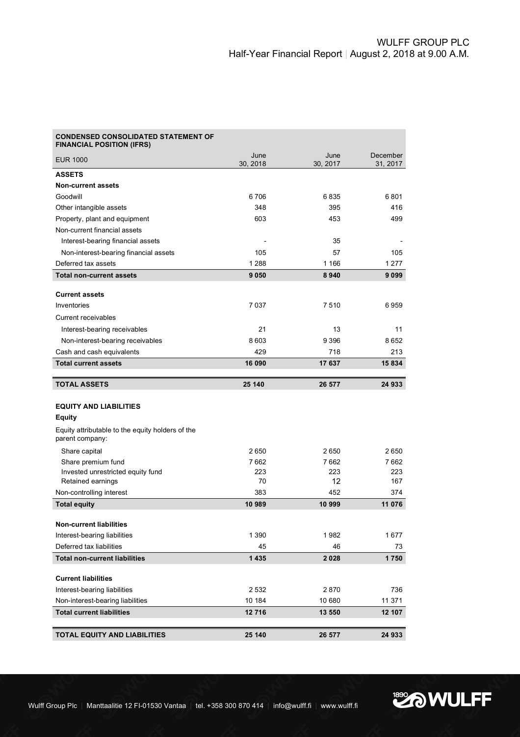| CONDENSED CONSOLIDATED STATEMENT OF FINANCIAL POSITION (IFRS) | | | |
|---|---|---|---|
| EUR 1000 | June 30, 2018 | June 30, 2017 | December 31, 2017 |
| **ASSETS** | | | |
| **Non-current assets** | | | |
| Goodwill | 6 706 | 6 835 | 6 801 |
| Other intangible assets | 348 | 395 | 416 |
| Property, plant and equipment | 603 | 453 | 499 |
| Non-current financial assets | | | |
| Interest-bearing financial assets | - | 35 | - |
| Non-interest-bearing financial assets | 105 | 57 | 105 |
| Deferred tax assets | 1 288 | 1 166 | 1 277 |
| **Total non-current assets** | **9 050** | **8 940** | **9 099** |
| **Current assets** | | | |
| Inventories | 7 037 | 7 510 | 6 959 |
| Current receivables | | | |
| Interest-bearing receivables | 21 | 13 | 11 |
| Non-interest-bearing receivables | 8 603 | 9 396 | 8 652 |
| Cash and cash equivalents | 429 | 718 | 213 |
| **Total current assets** | **16 090** | **17 637** | **15 834** |
| **TOTAL ASSETS** | **25 140** | **26 577** | **24 933** |
| **EQUITY AND LIABILITIES** | | | |
| **Equity** | | | |
| Equity attributable to the equity holders of the parent company: | | | |
| Share capital | 2 650 | 2 650 | 2 650 |
| Share premium fund | 7 662 | 7 662 | 7 662 |
| Invested unrestricted equity fund | 223 | 223 | 223 |
| Retained earnings | 70 | 12 | 167 |
| Non-controlling interest | 383 | 452 | 374 |
| **Total equity** | **10 989** | **10 999** | **11 076** |
| **Non-current liabilities** | | | |
| Interest-bearing liabilities | 1 390 | 1 982 | 1 677 |
| Deferred tax liabilities | 45 | 46 | 73 |
| **Total non-current liabilities** | **1 435** | **2 028** | **1 750** |
| **Current liabilities** | | | |
| Interest-bearing liabilities | 2 532 | 2 870 | 736 |
| Non-interest-bearing liabilities | 10 184 | 10 680 | 11 371 |
| **Total current liabilities** | **12 716** | **13 550** | **12 107** |
| **TOTAL EQUITY AND LIABILITIES** | **25 140** | **26 577** | **24 933** |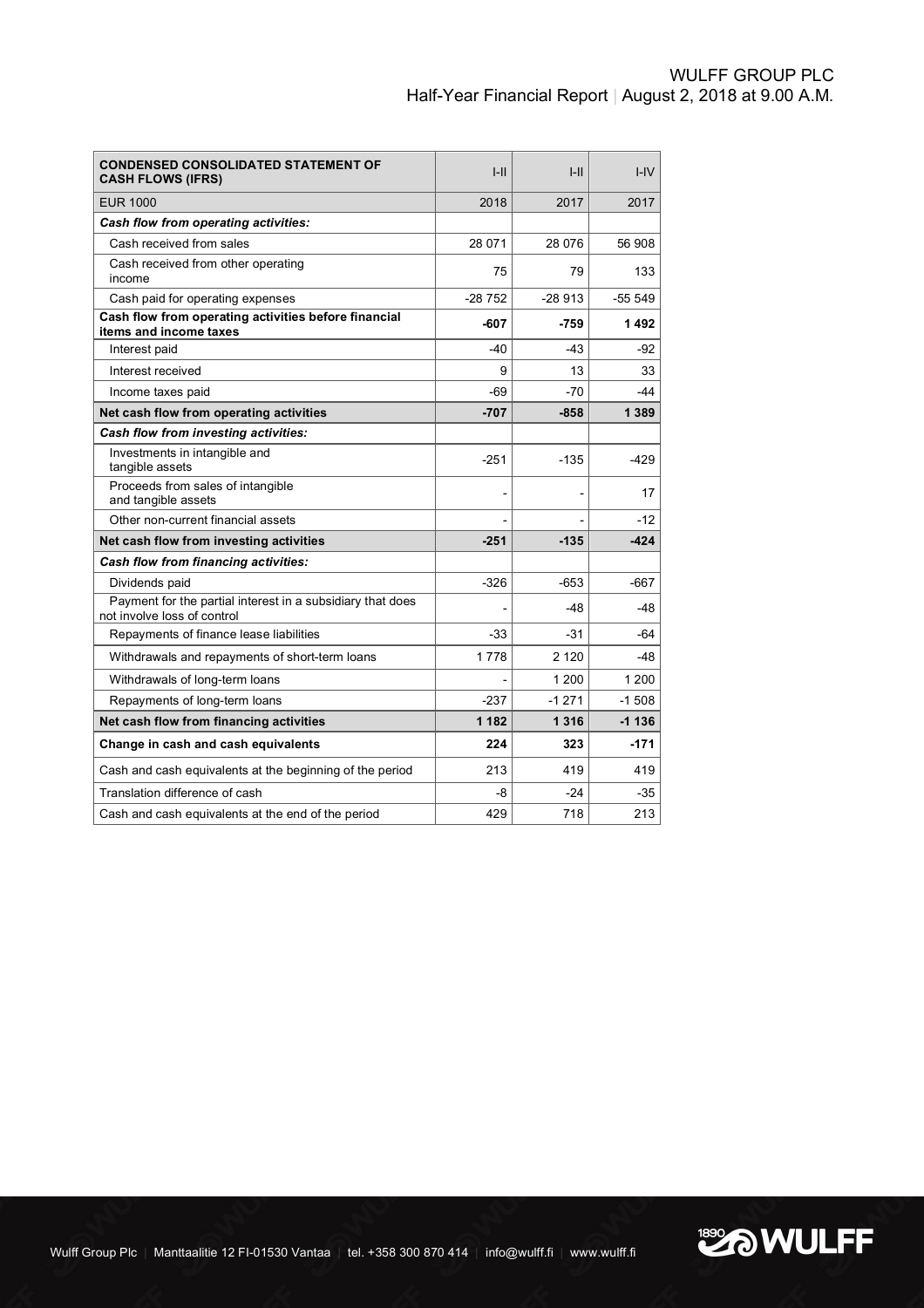| CONDENSED CONSOLIDATED STATEMENT OF CASH FLOWS (IFRS) | I-II | I-II | I-IV |
|---|---|---|---|
| EUR 1000 | 2018 | 2017 | 2017 |
| ***Cash flow from operating activities:*** | | | |
| Cash received from sales | 28 071 | 28 076 | 56 908 |
| Cash received from other operating income | 75 | 79 | 133 |
| Cash paid for operating expenses | -28 752 | -28 913 | -55 549 |
| **Cash flow from operating activities before financial items and income taxes** | **-607** | **-759** | **1 492** |
| Interest paid | -40 | -43 | -92 |
| Interest received | 9 | 13 | 33 |
| Income taxes paid | -69 | -70 | -44 |
| **Net cash flow from operating activities** | **-707** | **-858** | **1 389** |
| ***Cash flow from investing activities:*** | | | |
| Investments in intangible and tangible assets | -251 | -135 | -429 |
| Proceeds from sales of intangible and tangible assets | - | - | 17 |
| Other non-current financial assets | - | - | -12 |
| **Net cash flow from investing activities** | **-251** | **-135** | **-424** |
| ***Cash flow from financing activities:*** | | | |
| Dividends paid | -326 | -653 | -667 |
| Payment for the partial interest in a subsidiary that does not involve loss of control | - | -48 | -48 |
| Repayments of finance lease liabilities | -33 | -31 | -64 |
| Withdrawals and repayments of short-term loans | 1 778 | 2 120 | -48 |
| Withdrawals of long-term loans | - | 1 200 | 1 200 |
| Repayments of long-term loans | -237 | -1 271 | -1 508 |
| **Net cash flow from financing activities** | **1 182** | **1 316** | **-1 136** |
| **Change in cash and cash equivalents** | **224** | **323** | **-171** |
| Cash and cash equivalents at the beginning of the period | 213 | 419 | 419 |
| Translation difference of cash | -8 | -24 | -35 |
| Cash and cash equivalents at the end of the period | 429 | 718 | 213 |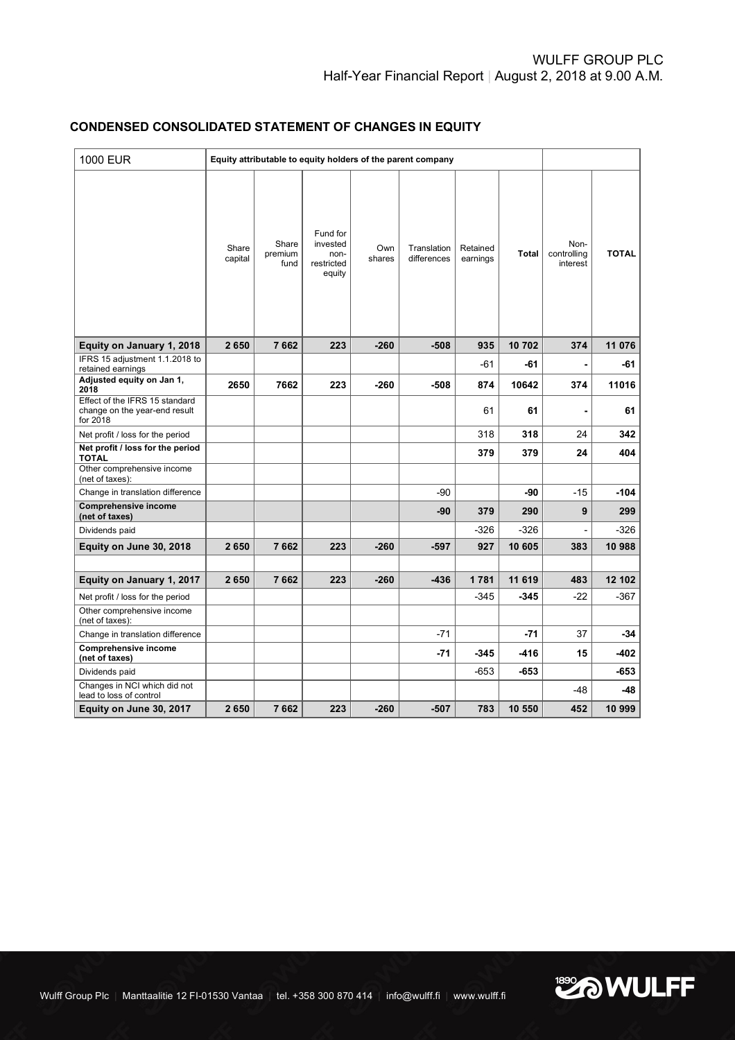## CONDENSED CONSOLIDATED STATEMENT OF CHANGES IN EQUITY

| 1000 EUR | Equity attributable to equity holders of the parent company | | | | | | | | |
|---|---|---|---|---|---|---|---|---|---|
| | Share capital | Share premium fund | Fund for invested non-restricted equity | Own shares | Translation differences | Retained earnings | Total | Non-controlling interest | TOTAL |
| **Equity on January 1, 2018** | **2 650** | **7 662** | **223** | **-260** | **-508** | **935** | **10 702** | **374** | **11 076** |
| IFRS 15 adjustment 1.1.2018 to retained earnings | | | | | | -61 | **-61** | **-** | **-61** |
| **Adjusted equity on Jan 1, 2018** | **2650** | **7662** | **223** | **-260** | **-508** | **874** | **10642** | **374** | **11016** |
| Effect of the IFRS 15 standard change on the year-end result for 2018 | | | | | | 61 | **61** | **-** | **61** |
| Net profit / loss for the period | | | | | | 318 | **318** | 24 | **342** |
| **Net profit / loss for the period TOTAL** | | | | | | **379** | **379** | **24** | **404** |
| Other comprehensive income (net of taxes): | | | | | | | | | |
| Change in translation difference | | | | | -90 | | **-90** | -15 | **-104** |
| **Comprehensive income (net of taxes)** | | | | | **-90** | **379** | **290** | **9** | **299** |
| Dividends paid | | | | | | -326 | -326 | - | -326 |
| **Equity on June 30, 2018** | **2 650** | **7 662** | **223** | **-260** | **-597** | **927** | **10 605** | **383** | **10 988** |
| | | | | | | | | | |
| **Equity on January 1, 2017** | **2 650** | **7 662** | **223** | **-260** | **-436** | **1 781** | **11 619** | **483** | **12 102** |
| Net profit / loss for the period | | | | | | -345 | **-345** | -22 | -367 |
| Other comprehensive income (net of taxes): | | | | | | | | | |
| Change in translation difference | | | | | -71 | | **-71** | 37 | **-34** |
| **Comprehensive income (net of taxes)** | | | | | **-71** | **-345** | **-416** | **15** | **-402** |
| Dividends paid | | | | | | -653 | **-653** | | **-653** |
| Changes in NCI which did not lead to loss of control | | | | | | | | -48 | **-48** |
| **Equity on June 30, 2017** | **2 650** | **7 662** | **223** | **-260** | **-507** | **783** | **10 550** | **452** | **10 999** |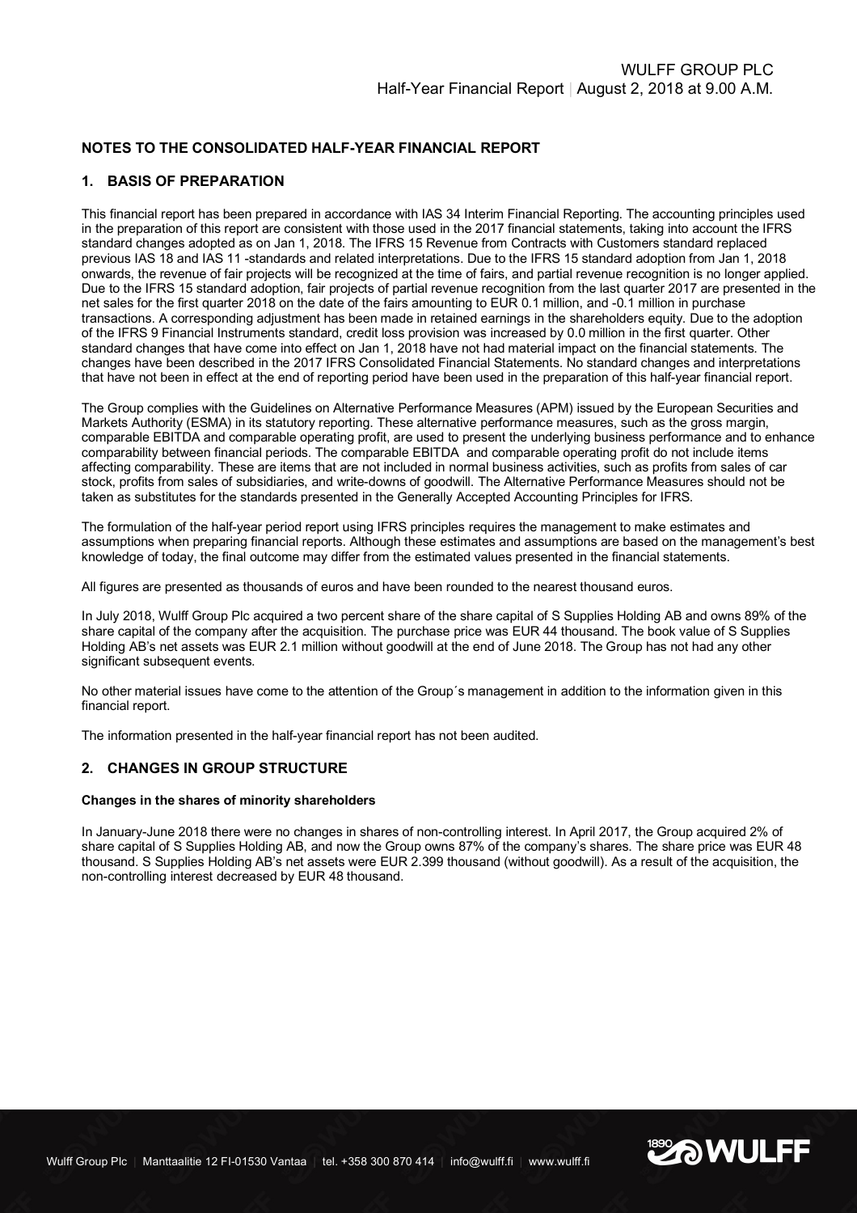## NOTES TO THE CONSOLIDATED HALF-YEAR FINANCIAL REPORT

### 1. BASIS OF PREPARATION

This financial report has been prepared in accordance with IAS 34 Interim Financial Reporting. The accounting principles used in the preparation of this report are consistent with those used in the 2017 financial statements, taking into account the IFRS standard changes adopted as on Jan 1, 2018. The IFRS 15 Revenue from Contracts with Customers standard replaced previous IAS 18 and IAS 11 -standards and related interpretations. Due to the IFRS 15 standard adoption from Jan 1, 2018 onwards, the revenue of fair projects will be recognized at the time of fairs, and partial revenue recognition is no longer applied. Due to the IFRS 15 standard adoption, fair projects of partial revenue recognition from the last quarter 2017 are presented in the net sales for the first quarter 2018 on the date of the fairs amounting to EUR 0.1 million, and -0.1 million in purchase transactions. A corresponding adjustment has been made in retained earnings in the shareholders equity. Due to the adoption of the IFRS 9 Financial Instruments standard, credit loss provision was increased by 0.0 million in the first quarter. Other standard changes that have come into effect on Jan 1, 2018 have not had material impact on the financial statements. The changes have been described in the 2017 IFRS Consolidated Financial Statements. No standard changes and interpretations that have not been in effect at the end of reporting period have been used in the preparation of this half-year financial report.

The Group complies with the Guidelines on Alternative Performance Measures (APM) issued by the European Securities and Markets Authority (ESMA) in its statutory reporting. These alternative performance measures, such as the gross margin, comparable EBITDA and comparable operating profit, are used to present the underlying business performance and to enhance comparability between financial periods. The comparable EBITDA and comparable operating profit do not include items affecting comparability. These are items that are not included in normal business activities, such as profits from sales of car stock, profits from sales of subsidiaries, and write-downs of goodwill. The Alternative Performance Measures should not be taken as substitutes for the standards presented in the Generally Accepted Accounting Principles for IFRS.

The formulation of the half-year period report using IFRS principles requires the management to make estimates and assumptions when preparing financial reports. Although these estimates and assumptions are based on the management's best knowledge of today, the final outcome may differ from the estimated values presented in the financial statements.

All figures are presented as thousands of euros and have been rounded to the nearest thousand euros.

In July 2018, Wulff Group Plc acquired a two percent share of the share capital of S Supplies Holding AB and owns 89% of the share capital of the company after the acquisition. The purchase price was EUR 44 thousand. The book value of S Supplies Holding AB's net assets was EUR 2.1 million without goodwill at the end of June 2018. The Group has not had any other significant subsequent events.

No other material issues have come to the attention of the Group´s management in addition to the information given in this financial report.

The information presented in the half-year financial report has not been audited.

### 2. CHANGES IN GROUP STRUCTURE

**Changes in the shares of minority shareholders**

In January-June 2018 there were no changes in shares of non-controlling interest. In April 2017, the Group acquired 2% of share capital of S Supplies Holding AB, and now the Group owns 87% of the company's shares. The share price was EUR 48 thousand. S Supplies Holding AB's net assets were EUR 2.399 thousand (without goodwill). As a result of the acquisition, the non-controlling interest decreased by EUR 48 thousand.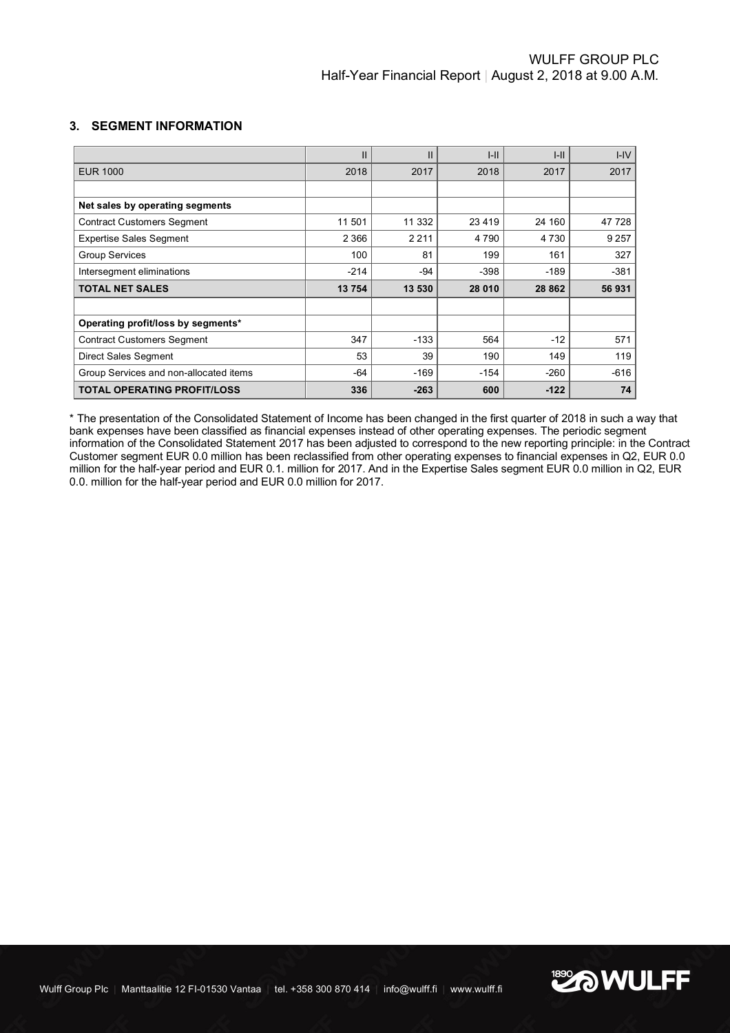## 3. SEGMENT INFORMATION

| | II | II | I-II | I-II | I-IV |
|---|---|---|---|---|---|
| EUR 1000 | 2018 | 2017 | 2018 | 2017 | 2017 |
| | | | | | |
| **Net sales by operating segments** | | | | | |
| Contract Customers Segment | 11 501 | 11 332 | 23 419 | 24 160 | 47 728 |
| Expertise Sales Segment | 2 366 | 2 211 | 4 790 | 4 730 | 9 257 |
| Group Services | 100 | 81 | 199 | 161 | 327 |
| Intersegment eliminations | -214 | -94 | -398 | -189 | -381 |
| **TOTAL NET SALES** | **13 754** | **13 530** | **28 010** | **28 862** | **56 931** |
| | | | | | |
| **Operating profit/loss by segments*** | | | | | |
| Contract Customers Segment | 347 | -133 | 564 | -12 | 571 |
| Direct Sales Segment | 53 | 39 | 190 | 149 | 119 |
| Group Services and non-allocated items | -64 | -169 | -154 | -260 | -616 |
| **TOTAL OPERATING PROFIT/LOSS** | **336** | **-263** | **600** | **-122** | **74** |

* The presentation of the Consolidated Statement of Income has been changed in the first quarter of 2018 in such a way that bank expenses have been classified as financial expenses instead of other operating expenses. The periodic segment information of the Consolidated Statement 2017 has been adjusted to correspond to the new reporting principle: in the Contract Customer segment EUR 0.0 million has been reclassified from other operating expenses to financial expenses in Q2, EUR 0.0 million for the half-year period and EUR 0.1. million for 2017. And in the Expertise Sales segment EUR 0.0 million in Q2, EUR 0.0. million for the half-year period and EUR 0.0 million for 2017.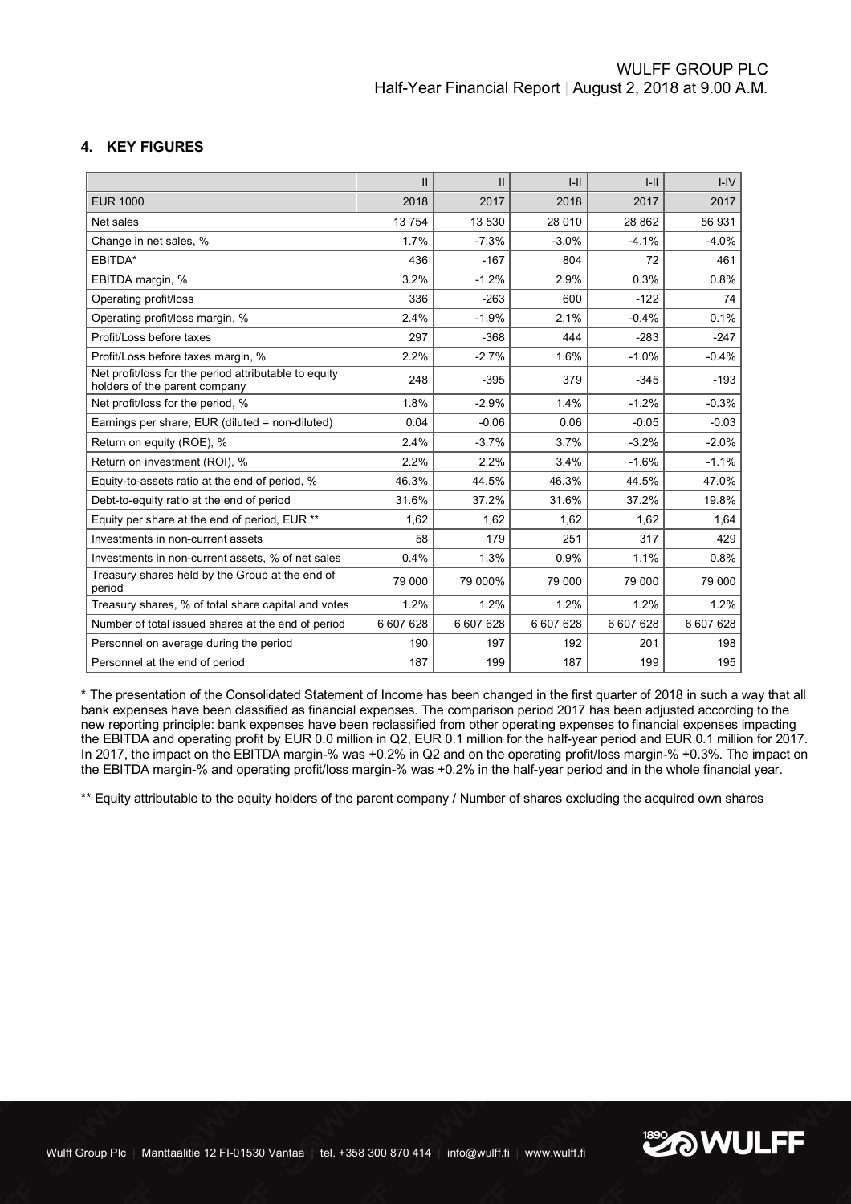## 4. KEY FIGURES

| | II | II | I-II | I-II | I-IV |
|---|---|---|---|---|---|
| EUR 1000 | 2018 | 2017 | 2018 | 2017 | 2017 |
| Net sales | 13 754 | 13 530 | 28 010 | 28 862 | 56 931 |
| Change in net sales, % | 1.7% | -7.3% | -3.0% | -4.1% | -4.0% |
| EBITDA* | 436 | -167 | 804 | 72 | 461 |
| EBITDA margin, % | 3.2% | -1.2% | 2.9% | 0.3% | 0.8% |
| Operating profit/loss | 336 | -263 | 600 | -122 | 74 |
| Operating profit/loss margin, % | 2.4% | -1.9% | 2.1% | -0.4% | 0.1% |
| Profit/Loss before taxes | 297 | -368 | 444 | -283 | -247 |
| Profit/Loss before taxes margin, % | 2.2% | -2.7% | 1.6% | -1.0% | -0.4% |
| Net profit/loss for the period attributable to equity holders of the parent company | 248 | -395 | 379 | -345 | -193 |
| Net profit/loss for the period, % | 1.8% | -2.9% | 1.4% | -1.2% | -0.3% |
| Earnings per share, EUR (diluted = non-diluted) | 0.04 | -0.06 | 0.06 | -0.05 | -0.03 |
| Return on equity (ROE), % | 2.4% | -3.7% | 3.7% | -3.2% | -2.0% |
| Return on investment (ROI), % | 2.2% | 2,2% | 3.4% | -1.6% | -1.1% |
| Equity-to-assets ratio at the end of period, % | 46.3% | 44.5% | 46.3% | 44.5% | 47.0% |
| Debt-to-equity ratio at the end of period | 31.6% | 37.2% | 31.6% | 37.2% | 19.8% |
| Equity per share at the end of period, EUR ** | 1,62 | 1,62 | 1,62 | 1,62 | 1,64 |
| Investments in non-current assets | 58 | 179 | 251 | 317 | 429 |
| Investments in non-current assets, % of net sales | 0.4% | 1.3% | 0.9% | 1.1% | 0.8% |
| Treasury shares held by the Group at the end of period | 79 000 | 79 000% | 79 000 | 79 000 | 79 000 |
| Treasury shares, % of total share capital and votes | 1.2% | 1.2% | 1.2% | 1.2% | 1.2% |
| Number of total issued shares at the end of period | 6 607 628 | 6 607 628 | 6 607 628 | 6 607 628 | 6 607 628 |
| Personnel on average during the period | 190 | 197 | 192 | 201 | 198 |
| Personnel at the end of period | 187 | 199 | 187 | 199 | 195 |

\* The presentation of the Consolidated Statement of Income has been changed in the first quarter of 2018 in such a way that all bank expenses have been classified as financial expenses. The comparison period 2017 has been adjusted according to the new reporting principle: bank expenses have been reclassified from other operating expenses to financial expenses impacting the EBITDA and operating profit by EUR 0.0 million in Q2, EUR 0.1 million for the half-year period and EUR 0.1 million for 2017. In 2017, the impact on the EBITDA margin-% was +0.2% in Q2 and on the operating profit/loss margin-% +0.3%. The impact on the EBITDA margin-% and operating profit/loss margin-% was +0.2% in the half-year period and in the whole financial year.

** Equity attributable to the equity holders of the parent company / Number of shares excluding the acquired own shares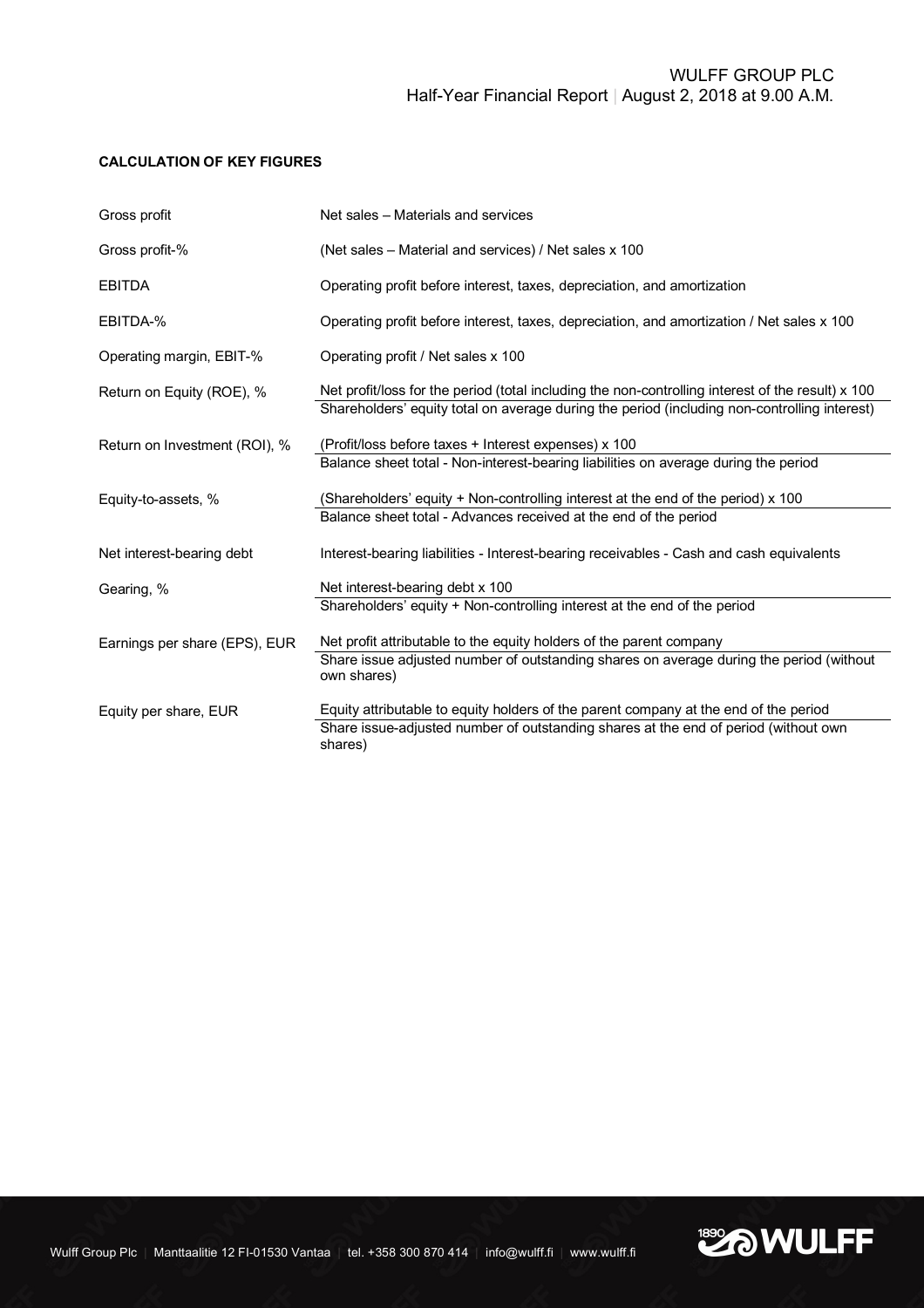**CALCULATION OF KEY FIGURES**

| | |
|---|---|
| Gross profit | Net sales – Materials and services |
| Gross profit-% | (Net sales – Material and services) / Net sales x 100 |
| EBITDA | Operating profit before interest, taxes, depreciation, and amortization |
| EBITDA-% | Operating profit before interest, taxes, depreciation, and amortization / Net sales x 100 |
| Operating margin, EBIT-% | Operating profit / Net sales x 100 |
| Return on Equity (ROE), % | Net profit/loss for the period (total including the non-controlling interest of the result) x 100 / Shareholders' equity total on average during the period (including non-controlling interest) |
| Return on Investment (ROI), % | (Profit/loss before taxes + Interest expenses) x 100 / Balance sheet total - Non-interest-bearing liabilities on average during the period |
| Equity-to-assets, % | (Shareholders' equity + Non-controlling interest at the end of the period) x 100 / Balance sheet total - Advances received at the end of the period |
| Net interest-bearing debt | Interest-bearing liabilities - Interest-bearing receivables - Cash and cash equivalents |
| Gearing, % | Net interest-bearing debt x 100 / Shareholders' equity + Non-controlling interest at the end of the period |
| Earnings per share (EPS), EUR | Net profit attributable to the equity holders of the parent company / Share issue adjusted number of outstanding shares on average during the period (without own shares) |
| Equity per share, EUR | Equity attributable to equity holders of the parent company at the end of the period / Share issue-adjusted number of outstanding shares at the end of period (without own shares) |